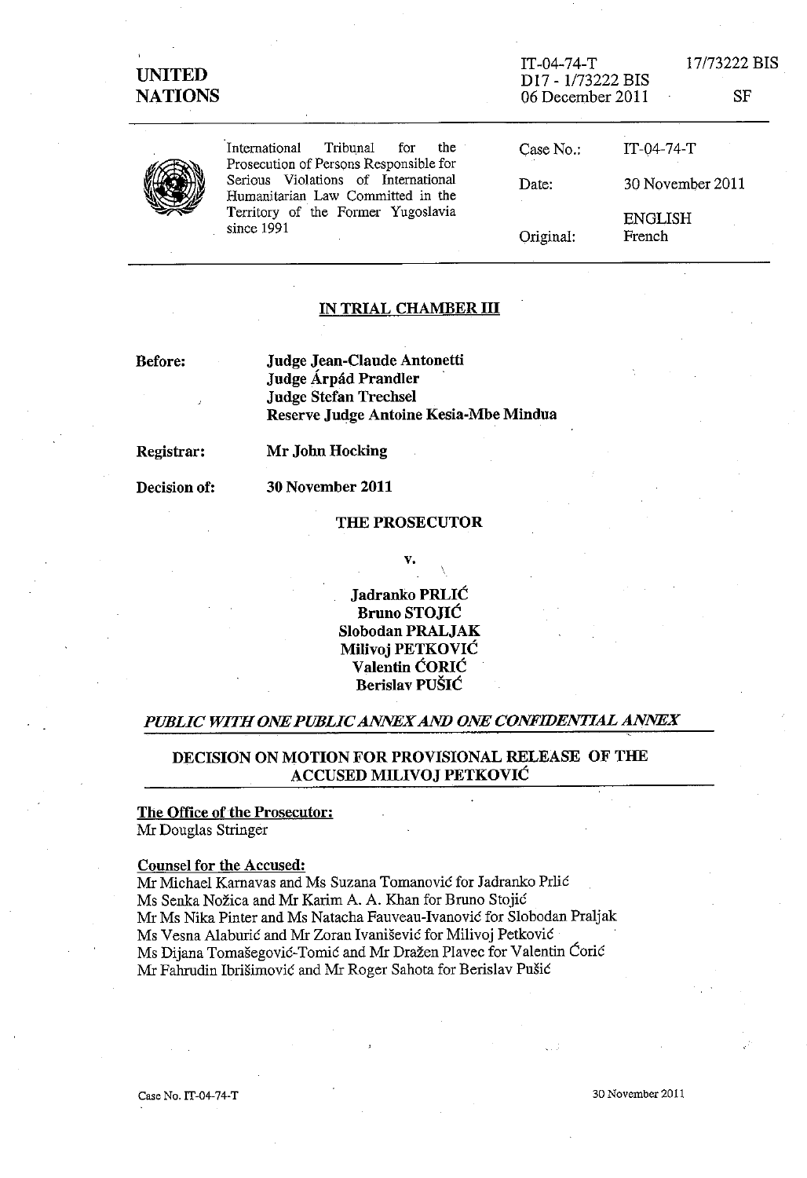**UNITED NATIONS**

IT-04-74-T 17/73222 BIS
D17 - 1/73222 BIS
06 December 2011 SF

International Tribunal for the Prosecution of Persons Responsible for Serious Violations of International Humanitarian Law Committed in the Territory of the Former Yugoslavia since 1991

Case No.: IT-04-74-T

Date: 30 November 2011

Original: ENGLISH French

## IN TRIAL CHAMBER III

**Before:** **Judge Jean-Claude Antonetti**
**Judge Árpád Prandler**
**Judge Stefan Trechsel**
**Reserve Judge Antoine Kesia-Mbe Mindua**

**Registrar:** **Mr John Hocking**

**Decision of:** **30 November 2011**

**THE PROSECUTOR**

**v.**

**Jadranko PRLIĆ**
**Bruno STOJIĆ**
**Slobodan PRALJAK**
**Milivoj PETKOVIĆ**
**Valentin ĆORIĆ**
**Berislav PUŠIĆ**

***PUBLIC WITH ONE PUBLIC ANNEX AND ONE CONFIDENTIAL ANNEX***

## DECISION ON MOTION FOR PROVISIONAL RELEASE OF THE ACCUSED MILIVOJ PETKOVIĆ

**The Office of the Prosecutor:**
Mr Douglas Stringer

**Counsel for the Accused:**
Mr Michael Karnavas and Ms Suzana Tomanović for Jadranko Prlić
Ms Senka Nožica and Mr Karim A. A. Khan for Bruno Stojić
Mr Ms Nika Pinter and Ms Natacha Fauveau-Ivanović for Slobodan Praljak
Ms Vesna Alaburić and Mr Zoran Ivanišević for Milivoj Petković
Ms Dijana Tomašegović-Tomić and Mr Dražen Plavec for Valentin Ćorić
Mr Fahrudin Ibrišimović and Mr Roger Sahota for Berislav Pušić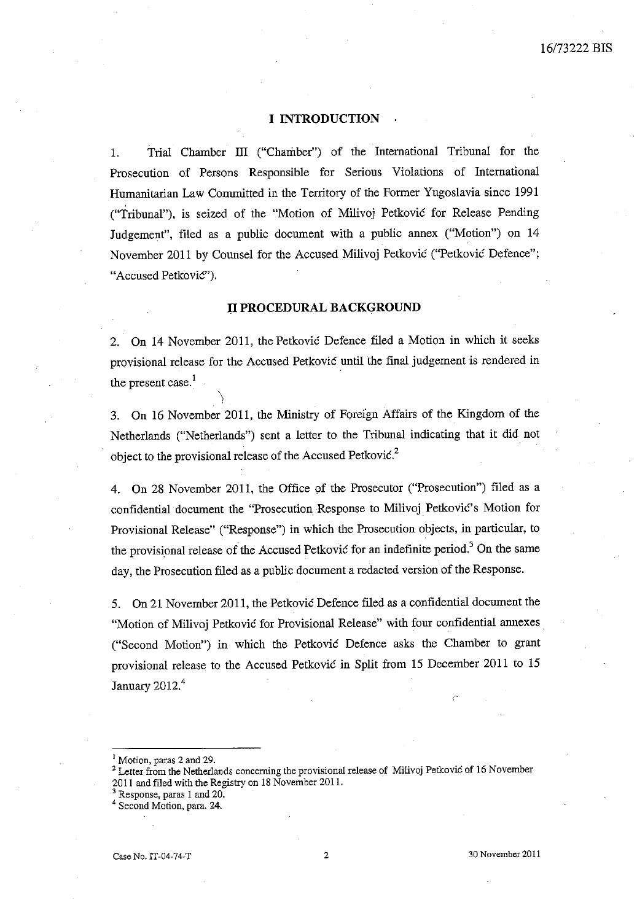## I INTRODUCTION

1. Trial Chamber III ("Chamber") of the International Tribunal for the Prosecution of Persons Responsible for Serious Violations of International Humanitarian Law Committed in the Territory of the Former Yugoslavia since 1991 ("Tribunal"), is seized of the "Motion of Milivoj Petković for Release Pending Judgement", filed as a public document with a public annex ("Motion") on 14 November 2011 by Counsel for the Accused Milivoj Petković ("Petković Defence"; "Accused Petković").

## II PROCEDURAL BACKGROUND

2. On 14 November 2011, the Petković Defence filed a Motion in which it seeks provisional release for the Accused Petković until the final judgement is rendered in the present case.[1]

3. On 16 November 2011, the Ministry of Foreign Affairs of the Kingdom of the Netherlands ("Netherlands") sent a letter to the Tribunal indicating that it did not object to the provisional release of the Accused Petković.[2]

4. On 28 November 2011, the Office of the Prosecutor ("Prosecution") filed as a confidential document the "Prosecution Response to Milivoj Petković's Motion for Provisional Release" ("Response") in which the Prosecution objects, in particular, to the provisional release of the Accused Petković for an indefinite period.[3] On the same day, the Prosecution filed as a public document a redacted version of the Response.

5. On 21 November 2011, the Petković Defence filed as a confidential document the "Motion of Milivoj Petković for Provisional Release" with four confidential annexes ("Second Motion") in which the Petković Defence asks the Chamber to grant provisional release to the Accused Petković in Split from 15 December 2011 to 15 January 2012.[4]

---

[1] Motion, paras 2 and 29.

[2] Letter from the Netherlands concerning the provisional release of Milivoj Petković of 16 November 2011 and filed with the Registry on 18 November 2011.

[3] Response, paras 1 and 20.

[4] Second Motion, para. 24.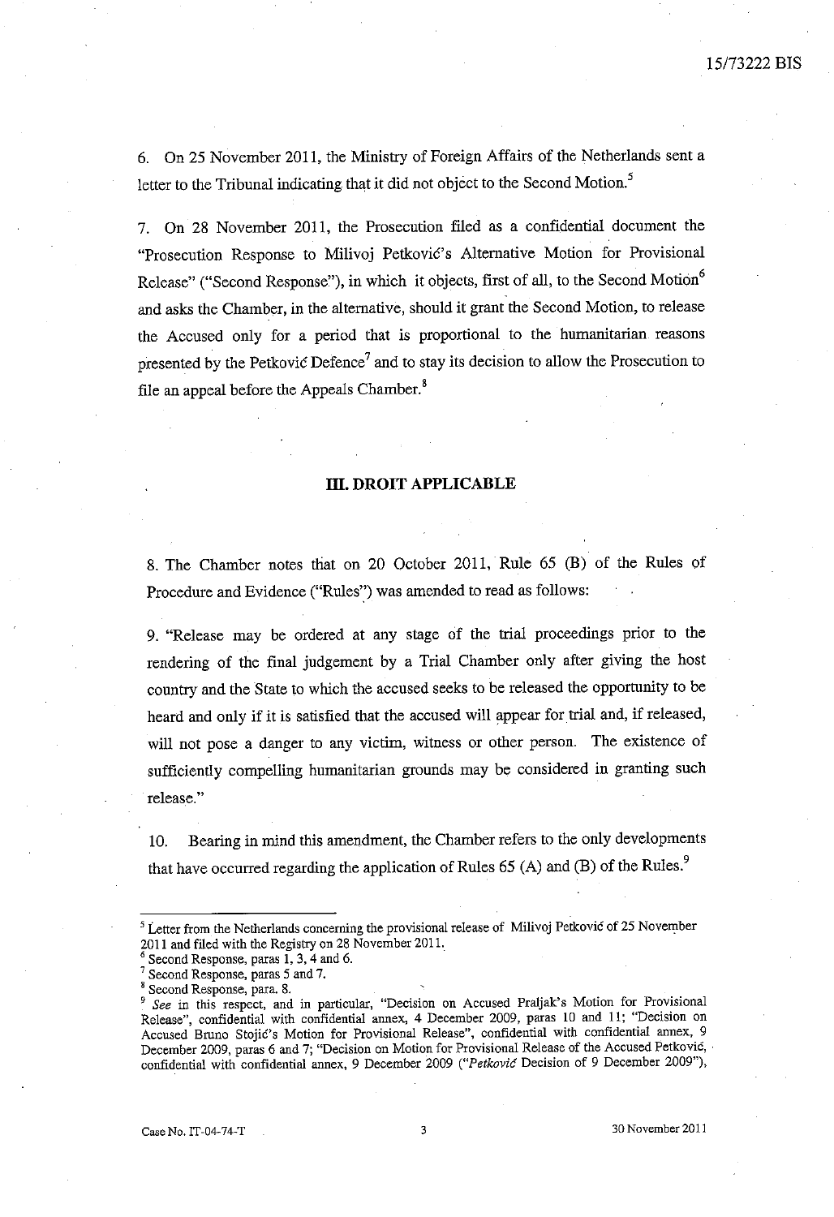6. On 25 November 2011, the Ministry of Foreign Affairs of the Netherlands sent a letter to the Tribunal indicating that it did not object to the Second Motion.[5]

7. On 28 November 2011, the Prosecution filed as a confidential document the "Prosecution Response to Milivoj Petković's Alternative Motion for Provisional Release" ("Second Response"), in which it objects, first of all, to the Second Motion[6] and asks the Chamber, in the alternative, should it grant the Second Motion, to release the Accused only for a period that is proportional to the humanitarian reasons presented by the Petković Defence[7] and to stay its decision to allow the Prosecution to file an appeal before the Appeals Chamber.[8]

## III. DROIT APPLICABLE

8. The Chamber notes that on 20 October 2011, Rule 65 (B) of the Rules of Procedure and Evidence ("Rules") was amended to read as follows:

9. "Release may be ordered at any stage of the trial proceedings prior to the rendering of the final judgement by a Trial Chamber only after giving the host country and the State to which the accused seeks to be released the opportunity to be heard and only if it is satisfied that the accused will appear for trial and, if released, will not pose a danger to any victim, witness or other person. The existence of sufficiently compelling humanitarian grounds may be considered in granting such release."

10. Bearing in mind this amendment, the Chamber refers to the only developments that have occurred regarding the application of Rules 65 (A) and (B) of the Rules.[9]

---

[5] Letter from the Netherlands concerning the provisional release of Milivoj Petković of 25 November 2011 and filed with the Registry on 28 November 2011.

[6] Second Response, paras 1, 3, 4 and 6.

[7] Second Response, paras 5 and 7.

[8] Second Response, para. 8.

[9] *See* in this respect, and in particular, "Decision on Accused Praljak's Motion for Provisional Release", confidential with confidential annex, 4 December 2009, paras 10 and 11; "Decision on Accused Bruno Stojić's Motion for Provisional Release", confidential with confidential annex, 9 December 2009, paras 6 and 7; "Decision on Motion for Provisional Release of the Accused Petković, confidential with confidential annex, 9 December 2009 ("*Petković* Decision of 9 December 2009"),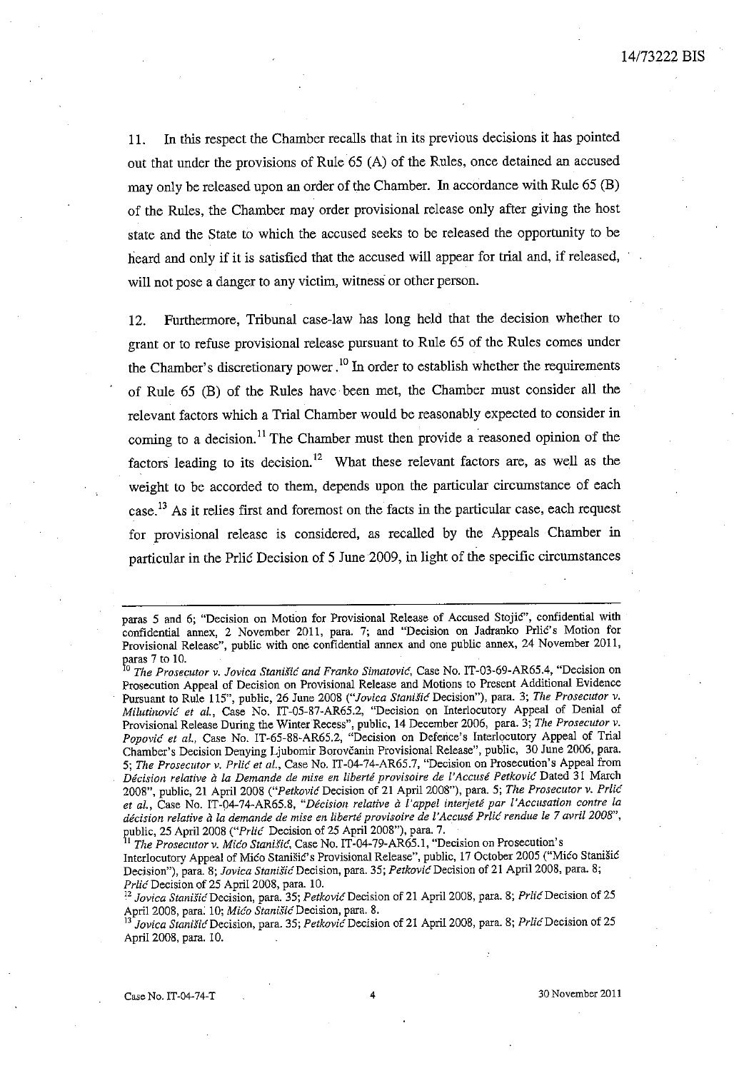11. In this respect the Chamber recalls that in its previous decisions it has pointed out that under the provisions of Rule 65 (A) of the Rules, once detained an accused may only be released upon an order of the Chamber. In accordance with Rule 65 (B) of the Rules, the Chamber may order provisional release only after giving the host state and the State to which the accused seeks to be released the opportunity to be heard and only if it is satisfied that the accused will appear for trial and, if released, will not pose a danger to any victim, witness or other person.

12. Furthermore, Tribunal case-law has long held that the decision whether to grant or to refuse provisional release pursuant to Rule 65 of the Rules comes under the Chamber's discretionary power.[10] In order to establish whether the requirements of Rule 65 (B) of the Rules have been met, the Chamber must consider all the relevant factors which a Trial Chamber would be reasonably expected to consider in coming to a decision.[11] The Chamber must then provide a reasoned opinion of the factors leading to its decision.[12] What these relevant factors are, as well as the weight to be accorded to them, depends upon the particular circumstance of each case.[13] As it relies first and foremost on the facts in the particular case, each request for provisional release is considered, as recalled by the Appeals Chamber in particular in the Prlić Decision of 5 June 2009, in light of the specific circumstances

---

paras 5 and 6; "Decision on Motion for Provisional Release of Accused Stojić", confidential with confidential annex, 2 November 2011, para. 7; and "Decision on Jadranko Prlić's Motion for Provisional Release", public with one confidential annex and one public annex, 24 November 2011, paras 7 to 10.

[10] *The Prosecutor v. Jovica Stanišić and Franko Simatović*, Case No. IT-03-69-AR65.4, "Decision on Prosecution Appeal of Decision on Provisional Release and Motions to Present Additional Evidence Pursuant to Rule 115", public, 26 June 2008 ("*Jovica Stanišić* Decision"), para. 3; *The Prosecutor v. Milutinović et al.*, Case No. IT-05-87-AR65.2, "Decision on Interlocutory Appeal of Denial of Provisional Release During the Winter Recess", public, 14 December 2006, para. 3; *The Prosecutor v. Popović et al.*, Case No. IT-65-88-AR65.2, "Decision on Defence's Interlocutory Appeal of Trial Chamber's Decision Denying Ljubomir Borovčanin Provisional Release", public, 30 June 2006, para. 5; *The Prosecutor v. Prlić et al.*, Case No. IT-04-74-AR65.7, "Decision on Prosecution's Appeal from *Décision relative à la Demande de mise en liberté provisoire de l'Accusé Petković* Dated 31 March 2008", public, 21 April 2008 ("*Petković* Decision of 21 April 2008"), para. 5; *The Prosecutor v. Prlić et al.*, Case No. IT-04-74-AR65.8, "*Décision relative à l'appel interjeté par l'Accusation contre la décision relative à la demande de mise en liberté provisoire de l'Accusé Prlić rendue le 7 avril 2008*", public, 25 April 2008 ("*Prlić* Decision of 25 April 2008"), para. 7.

[11] *The Prosecutor v. Mićo Stanišić*, Case No. IT-04-79-AR65.1, "Decision on Prosecution's Interlocutory Appeal of Mićo Stanišić's Provisional Release", public, 17 October 2005 ("Mićo Stanišić Decision"), para. 8; *Jovica Stanišić* Decision, para. 35; *Petković* Decision of 21 April 2008, para. 8; *Prlić* Decision of 25 April 2008, para. 10.

[12] *Jovica Stanišić* Decision, para. 35; *Petković* Decision of 21 April 2008, para. 8; *Prlić* Decision of 25 April 2008, para. 10; *Mićo Stanišić* Decision, para. 8.

[13] *Jovica Stanišić* Decision, para. 35; *Petković* Decision of 21 April 2008, para. 8; *Prlić* Decision of 25 April 2008, para. 10.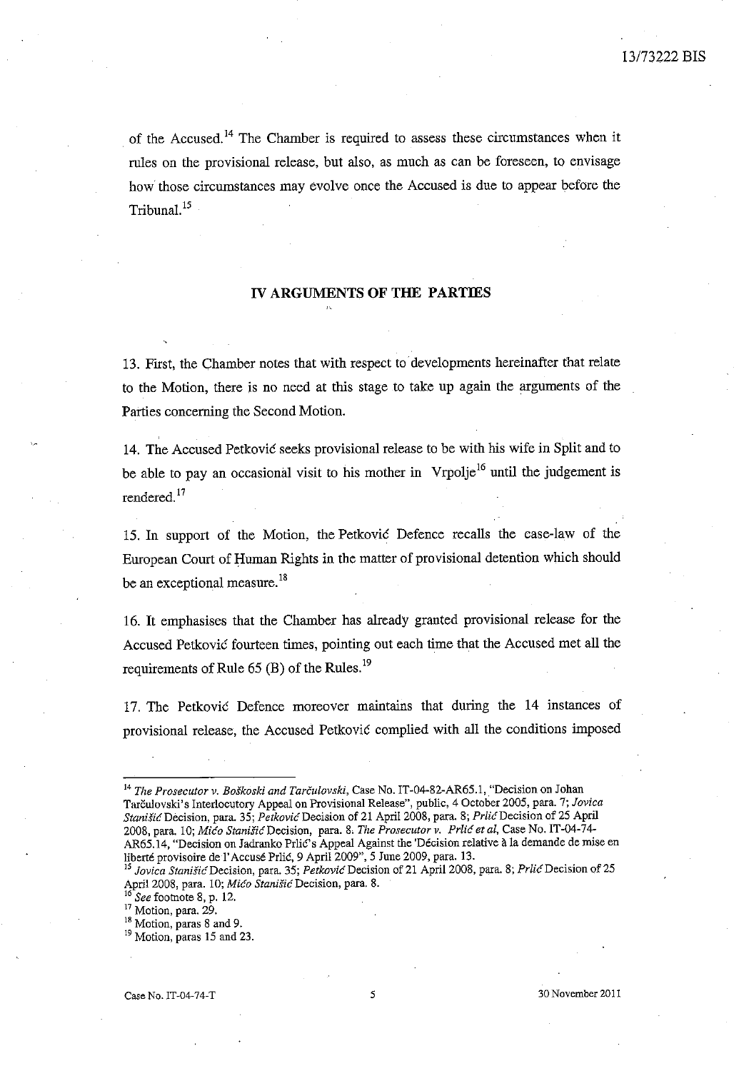of the Accused.[14] The Chamber is required to assess these circumstances when it rules on the provisional release, but also, as much as can be foreseen, to envisage how those circumstances may evolve once the Accused is due to appear before the Tribunal.[15]

## IV ARGUMENTS OF THE PARTIES

13. First, the Chamber notes that with respect to developments hereinafter that relate to the Motion, there is no need at this stage to take up again the arguments of the Parties concerning the Second Motion.

14. The Accused Petković seeks provisional release to be with his wife in Split and to be able to pay an occasional visit to his mother in Vrpolje[16] until the judgement is rendered.[17]

15. In support of the Motion, the Petković Defence recalls the case-law of the European Court of Human Rights in the matter of provisional detention which should be an exceptional measure.[18]

16. It emphasises that the Chamber has already granted provisional release for the Accused Petković fourteen times, pointing out each time that the Accused met all the requirements of Rule 65 (B) of the Rules.[19]

17. The Petković Defence moreover maintains that during the 14 instances of provisional release, the Accused Petković complied with all the conditions imposed

---

[14] *The Prosecutor v. Boškoski and Tarčulovski*, Case No. IT-04-82-AR65.1, "Decision on Johan Tarčulovski's Interlocutory Appeal on Provisional Release", public, 4 October 2005, para. 7; *Jovica Stanišić* Decision, para. 35; *Petković* Decision of 21 April 2008, para. 8; *Prlić* Decision of 25 April 2008, para. 10; *Mićo Stanišić* Decision, para. 8. *The Prosecutor v. Prlić et al*, Case No. IT-04-74-AR65.14, "Decision on Jadranko Prlić's Appeal Against the 'Décision relative à la demande de mise en liberté provisoire de l'Accusé Prlić, 9 April 2009", 5 June 2009, para. 13.

[15] *Jovica Stanišić* Decision, para. 35; *Petković* Decision of 21 April 2008, para. 8; *Prlić* Decision of 25 April 2008, para. 10; *Mićo Stanišić* Decision, para. 8.

[16] *See* footnote 8, p. 12.

[17] Motion, para. 29.

[18] Motion, paras 8 and 9.

[19] Motion, paras 15 and 23.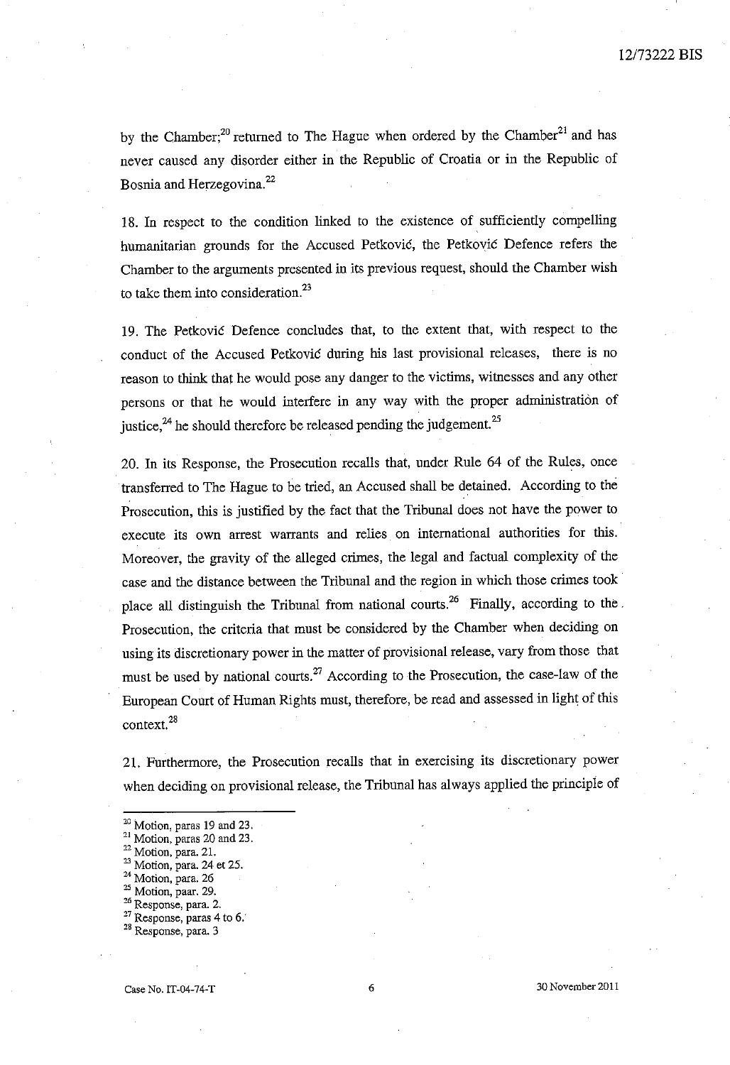by the Chamber;[20] returned to The Hague when ordered by the Chamber[21] and has never caused any disorder either in the Republic of Croatia or in the Republic of Bosnia and Herzegovina.[22]

18. In respect to the condition linked to the existence of sufficiently compelling humanitarian grounds for the Accused Petković, the Petković Defence refers the Chamber to the arguments presented in its previous request, should the Chamber wish to take them into consideration.[23]

19. The Petković Defence concludes that, to the extent that, with respect to the conduct of the Accused Petković during his last provisional releases, there is no reason to think that he would pose any danger to the victims, witnesses and any other persons or that he would interfere in any way with the proper administration of justice,[24] he should therefore be released pending the judgement.[25]

20. In its Response, the Prosecution recalls that, under Rule 64 of the Rules, once transferred to The Hague to be tried, an Accused shall be detained. According to the Prosecution, this is justified by the fact that the Tribunal does not have the power to execute its own arrest warrants and relies on international authorities for this. Moreover, the gravity of the alleged crimes, the legal and factual complexity of the case and the distance between the Tribunal and the region in which those crimes took place all distinguish the Tribunal from national courts.[26] Finally, according to the Prosecution, the criteria that must be considered by the Chamber when deciding on using its discretionary power in the matter of provisional release, vary from those that must be used by national courts.[27] According to the Prosecution, the case-law of the European Court of Human Rights must, therefore, be read and assessed in light of this context.[28]

21. Furthermore, the Prosecution recalls that in exercising its discretionary power when deciding on provisional release, the Tribunal has always applied the principle of

---

[20] Motion, paras 19 and 23.
[21] Motion, paras 20 and 23.
[22] Motion, para. 21.
[23] Motion, para. 24 et 25.
[24] Motion, para. 26
[25] Motion, paar. 29.
[26] Response, para. 2.
[27] Response, paras 4 to 6.
[28] Response, para. 3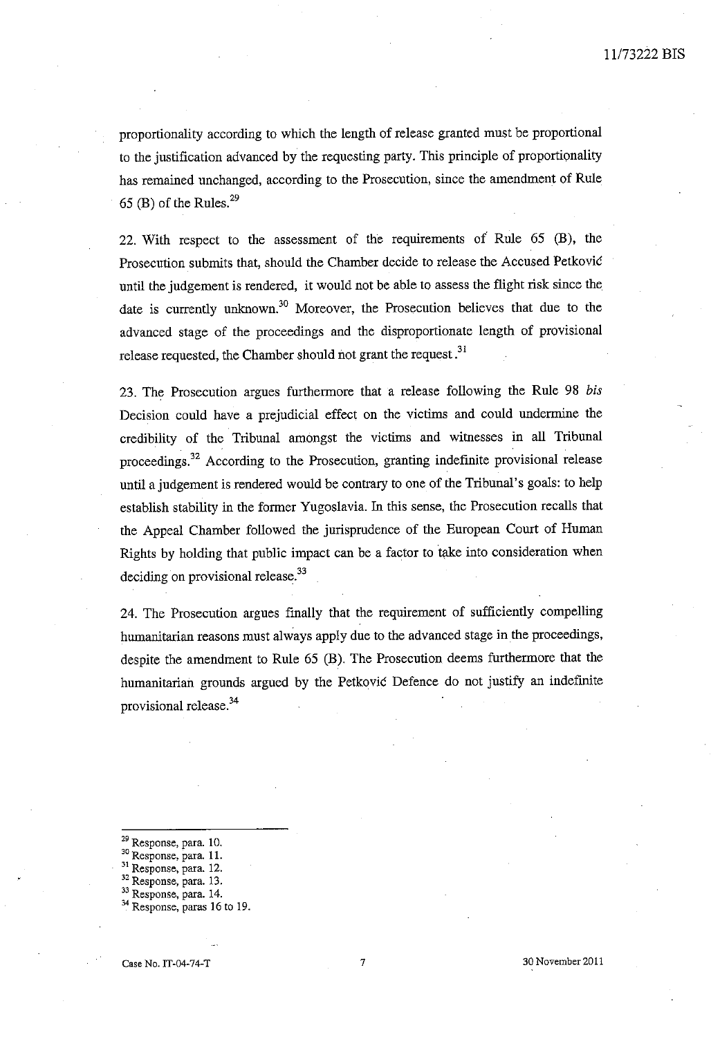proportionality according to which the length of release granted must be proportional to the justification advanced by the requesting party. This principle of proportionality has remained unchanged, according to the Prosecution, since the amendment of Rule 65 (B) of the Rules.[29]

22. With respect to the assessment of the requirements of Rule 65 (B), the Prosecution submits that, should the Chamber decide to release the Accused Petković until the judgement is rendered, it would not be able to assess the flight risk since the date is currently unknown.[30] Moreover, the Prosecution believes that due to the advanced stage of the proceedings and the disproportionate length of provisional release requested, the Chamber should not grant the request.[31]

23. The Prosecution argues furthermore that a release following the Rule 98 *bis* Decision could have a prejudicial effect on the victims and could undermine the credibility of the Tribunal amongst the victims and witnesses in all Tribunal proceedings.[32] According to the Prosecution, granting indefinite provisional release until a judgement is rendered would be contrary to one of the Tribunal's goals: to help establish stability in the former Yugoslavia. In this sense, the Prosecution recalls that the Appeal Chamber followed the jurisprudence of the European Court of Human Rights by holding that public impact can be a factor to take into consideration when deciding on provisional release.[33]

24. The Prosecution argues finally that the requirement of sufficiently compelling humanitarian reasons must always apply due to the advanced stage in the proceedings, despite the amendment to Rule 65 (B). The Prosecution deems furthermore that the humanitarian grounds argued by the Petković Defence do not justify an indefinite provisional release.[34]

---

[29] Response, para. 10.
[30] Response, para. 11.
[31] Response, para. 12.
[32] Response, para. 13.
[33] Response, para. 14.
[34] Response, paras 16 to 19.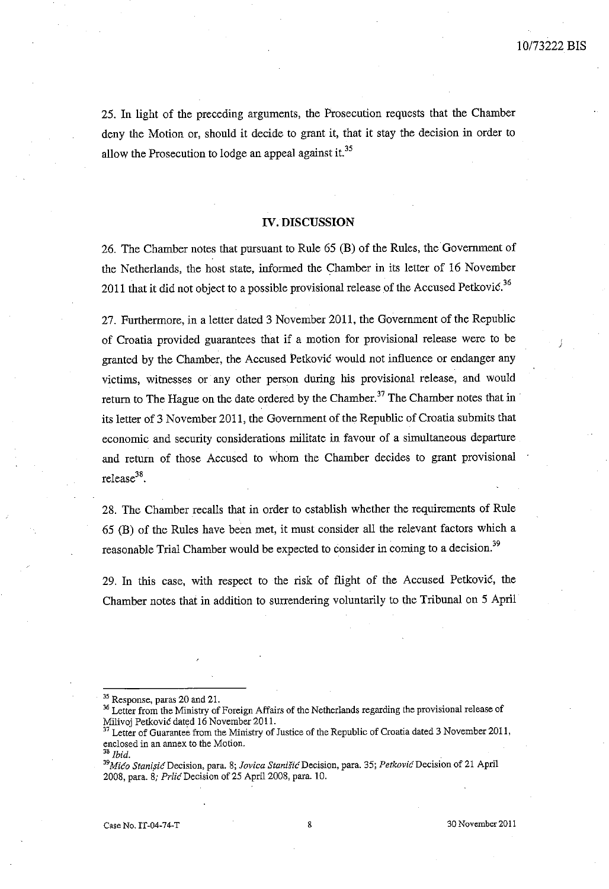25. In light of the preceding arguments, the Prosecution requests that the Chamber deny the Motion or, should it decide to grant it, that it stay the decision in order to allow the Prosecution to lodge an appeal against it.[35]

## IV. DISCUSSION

26. The Chamber notes that pursuant to Rule 65 (B) of the Rules, the Government of the Netherlands, the host state, informed the Chamber in its letter of 16 November 2011 that it did not object to a possible provisional release of the Accused Petković.[36]

27. Furthermore, in a letter dated 3 November 2011, the Government of the Republic of Croatia provided guarantees that if a motion for provisional release were to be granted by the Chamber, the Accused Petković would not influence or endanger any victims, witnesses or any other person during his provisional release, and would return to The Hague on the date ordered by the Chamber.[37] The Chamber notes that in its letter of 3 November 2011, the Government of the Republic of Croatia submits that economic and security considerations militate in favour of a simultaneous departure and return of those Accused to whom the Chamber decides to grant provisional release[38].

28. The Chamber recalls that in order to establish whether the requirements of Rule 65 (B) of the Rules have been met, it must consider all the relevant factors which a reasonable Trial Chamber would be expected to consider in coming to a decision.[39]

29. In this case, with respect to the risk of flight of the Accused Petković, the Chamber notes that in addition to surrendering voluntarily to the Tribunal on 5 April

---

[35] Response, paras 20 and 21.

[36] Letter from the Ministry of Foreign Affairs of the Netherlands regarding the provisional release of Milivoj Petković dated 16 November 2011.

[37] Letter of Guarantee from the Ministry of Justice of the Republic of Croatia dated 3 November 2011, enclosed in an annex to the Motion.

[38] *Ibid.*

[39] *Mićo Stanišić* Decision, para. 8; *Jovica Stanišić* Decision, para. 35; *Petković* Decision of 21 April 2008, para. 8; *Prlić* Decision of 25 April 2008, para. 10.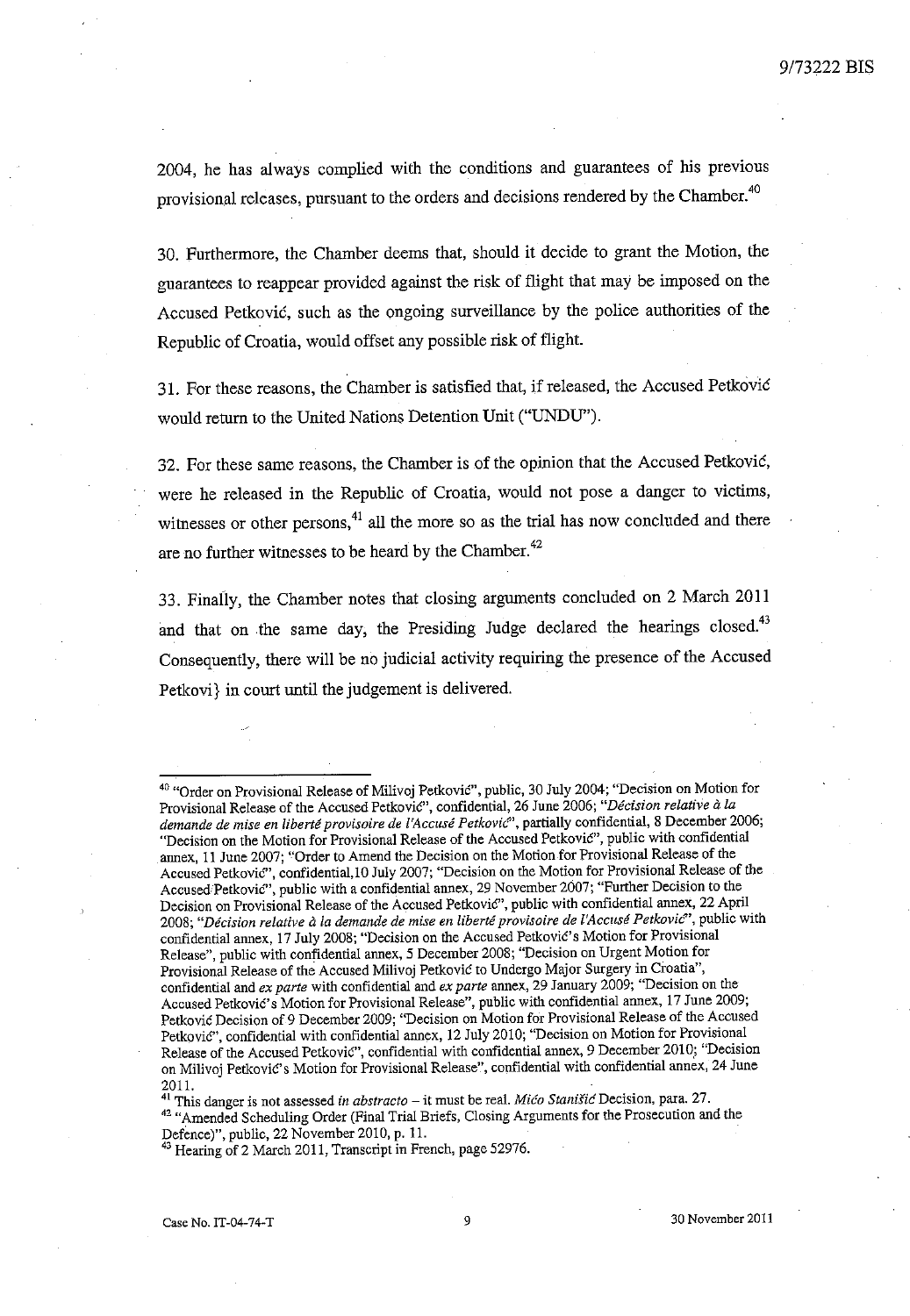2004, he has always complied with the conditions and guarantees of his previous provisional releases, pursuant to the orders and decisions rendered by the Chamber.[40]

30. Furthermore, the Chamber deems that, should it decide to grant the Motion, the guarantees to reappear provided against the risk of flight that may be imposed on the Accused Petković, such as the ongoing surveillance by the police authorities of the Republic of Croatia, would offset any possible risk of flight.

31. For these reasons, the Chamber is satisfied that, if released, the Accused Petković would return to the United Nations Detention Unit ("UNDU").

32. For these same reasons, the Chamber is of the opinion that the Accused Petković, were he released in the Republic of Croatia, would not pose a danger to victims, witnesses or other persons,[41] all the more so as the trial has now concluded and there are no further witnesses to be heard by the Chamber.[42]

33. Finally, the Chamber notes that closing arguments concluded on 2 March 2011 and that on the same day, the Presiding Judge declared the hearings closed.[43] Consequently, there will be no judicial activity requiring the presence of the Accused Petkovi} in court until the judgement is delivered.

---

[40] "Order on Provisional Release of Milivoj Petković", public, 30 July 2004; "Decision on Motion for Provisional Release of the Accused Petković", confidential, 26 June 2006; "*Décision relative à la demande de mise en liberté provisoire de l'Accusé Petković*", partially confidential, 8 December 2006; "Decision on the Motion for Provisional Release of the Accused Petković", public with confidential annex, 11 June 2007; "Order to Amend the Decision on the Motion for Provisional Release of the Accused Petković", confidential, 10 July 2007; "Decision on the Motion for Provisional Release of the Accused Petković", public with a confidential annex, 29 November 2007; "Further Decision to the Decision on Provisional Release of the Accused Petković", public with confidential annex, 22 April 2008; "*Décision relative à la demande de mise en liberté provisoire de l'Accusé Petković*", public with confidential annex, 17 July 2008; "Decision on the Accused Petković's Motion for Provisional Release", public with confidential annex, 5 December 2008; "Decision on Urgent Motion for Provisional Release of the Accused Milivoj Petković to Undergo Major Surgery in Croatia", confidential and *ex parte* with confidential and *ex parte* annex, 29 January 2009; "Decision on the Accused Petković's Motion for Provisional Release", public with confidential annex, 17 June 2009; Petković Decision of 9 December 2009; "Decision on Motion for Provisional Release of the Accused Petković", confidential with confidential annex, 12 July 2010; "Decision on Motion for Provisional Release of the Accused Petković", confidential with confidential annex, 9 December 2010; "Decision on Milivoj Petković's Motion for Provisional Release", confidential with confidential annex, 24 June 2011.

[41] This danger is not assessed *in abstracto* – it must be real. *Mićo Stanišić* Decision, para. 27.

[42] "Amended Scheduling Order (Final Trial Briefs, Closing Arguments for the Prosecution and the Defence)", public, 22 November 2010, p. 11.

[43] Hearing of 2 March 2011, Transcript in French, page 52976.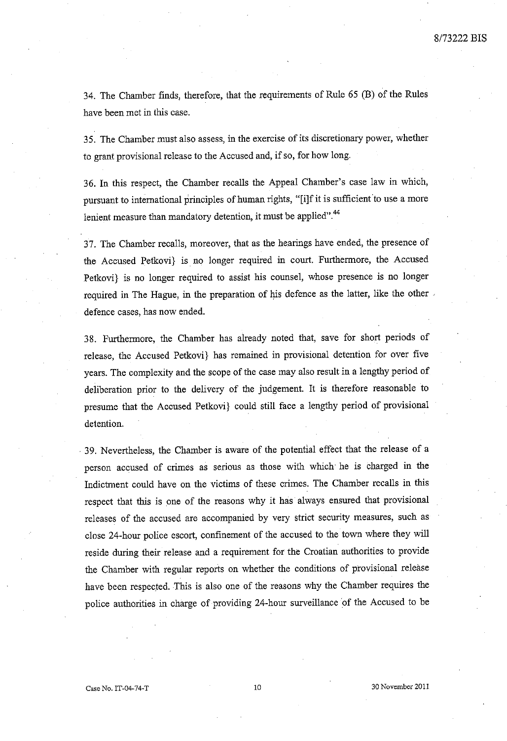34. The Chamber finds, therefore, that the requirements of Rule 65 (B) of the Rules have been met in this case.

35. The Chamber must also assess, in the exercise of its discretionary power, whether to grant provisional release to the Accused and, if so, for how long.

36. In this respect, the Chamber recalls the Appeal Chamber's case law in which, pursuant to international principles of human rights, "[i]f it is sufficient to use a more lenient measure than mandatory detention, it must be applied".[44]

37. The Chamber recalls, moreover, that as the hearings have ended, the presence of the Accused Petkovi} is no longer required in court. Furthermore, the Accused Petkovi} is no longer required to assist his counsel, whose presence is no longer required in The Hague, in the preparation of his defence as the latter, like the other defence cases, has now ended.

38. Furthermore, the Chamber has already noted that, save for short periods of release, the Accused Petkovi} has remained in provisional detention for over five years. The complexity and the scope of the case may also result in a lengthy period of deliberation prior to the delivery of the judgement. It is therefore reasonable to presume that the Accused Petkovi} could still face a lengthy period of provisional detention.

39. Nevertheless, the Chamber is aware of the potential effect that the release of a person accused of crimes as serious as those with which he is charged in the Indictment could have on the victims of these crimes. The Chamber recalls in this respect that this is one of the reasons why it has always ensured that provisional releases of the accused are accompanied by very strict security measures, such as close 24-hour police escort, confinement of the accused to the town where they will reside during their release and a requirement for the Croatian authorities to provide the Chamber with regular reports on whether the conditions of provisional release have been respected. This is also one of the reasons why the Chamber requires the police authorities in charge of providing 24-hour surveillance of the Accused to be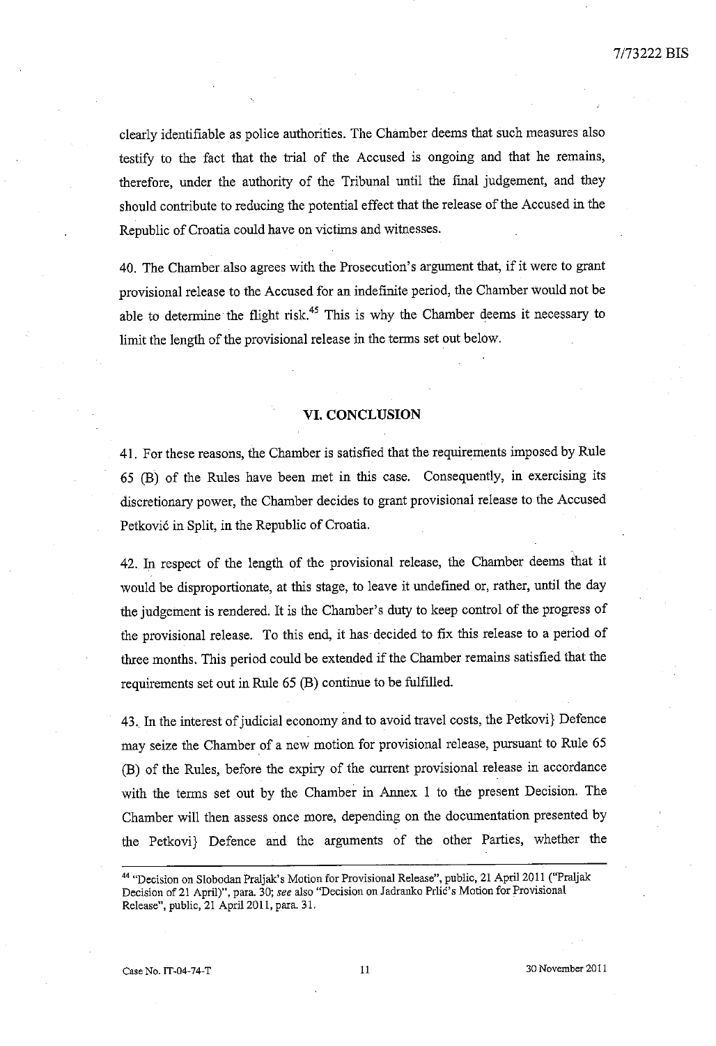clearly identifiable as police authorities. The Chamber deems that such measures also testify to the fact that the trial of the Accused is ongoing and that he remains, therefore, under the authority of the Tribunal until the final judgement, and they should contribute to reducing the potential effect that the release of the Accused in the Republic of Croatia could have on victims and witnesses.

40. The Chamber also agrees with the Prosecution's argument that, if it were to grant provisional release to the Accused for an indefinite period, the Chamber would not be able to determine the flight risk.[45] This is why the Chamber deems it necessary to limit the length of the provisional release in the terms set out below.

## VI. CONCLUSION

41. For these reasons, the Chamber is satisfied that the requirements imposed by Rule 65 (B) of the Rules have been met in this case. Consequently, in exercising its discretionary power, the Chamber decides to grant provisional release to the Accused Petković in Split, in the Republic of Croatia.

42. In respect of the length of the provisional release, the Chamber deems that it would be disproportionate, at this stage, to leave it undefined or, rather, until the day the judgement is rendered. It is the Chamber's duty to keep control of the progress of the provisional release. To this end, it has decided to fix this release to a period of three months. This period could be extended if the Chamber remains satisfied that the requirements set out in Rule 65 (B) continue to be fulfilled.

43. In the interest of judicial economy and to avoid travel costs, the Petkovi} Defence may seize the Chamber of a new motion for provisional release, pursuant to Rule 65 (B) of the Rules, before the expiry of the current provisional release in accordance with the terms set out by the Chamber in Annex 1 to the present Decision. The Chamber will then assess once more, depending on the documentation presented by the Petkovi} Defence and the arguments of the other Parties, whether the

---

[44] "Decision on Slobodan Praljak's Motion for Provisional Release", public, 21 April 2011 ("Praljak Decision of 21 April)", para. 30; *see* also "Decision on Jadranko Prlić's Motion for Provisional Release", public, 21 April 2011, para. 31.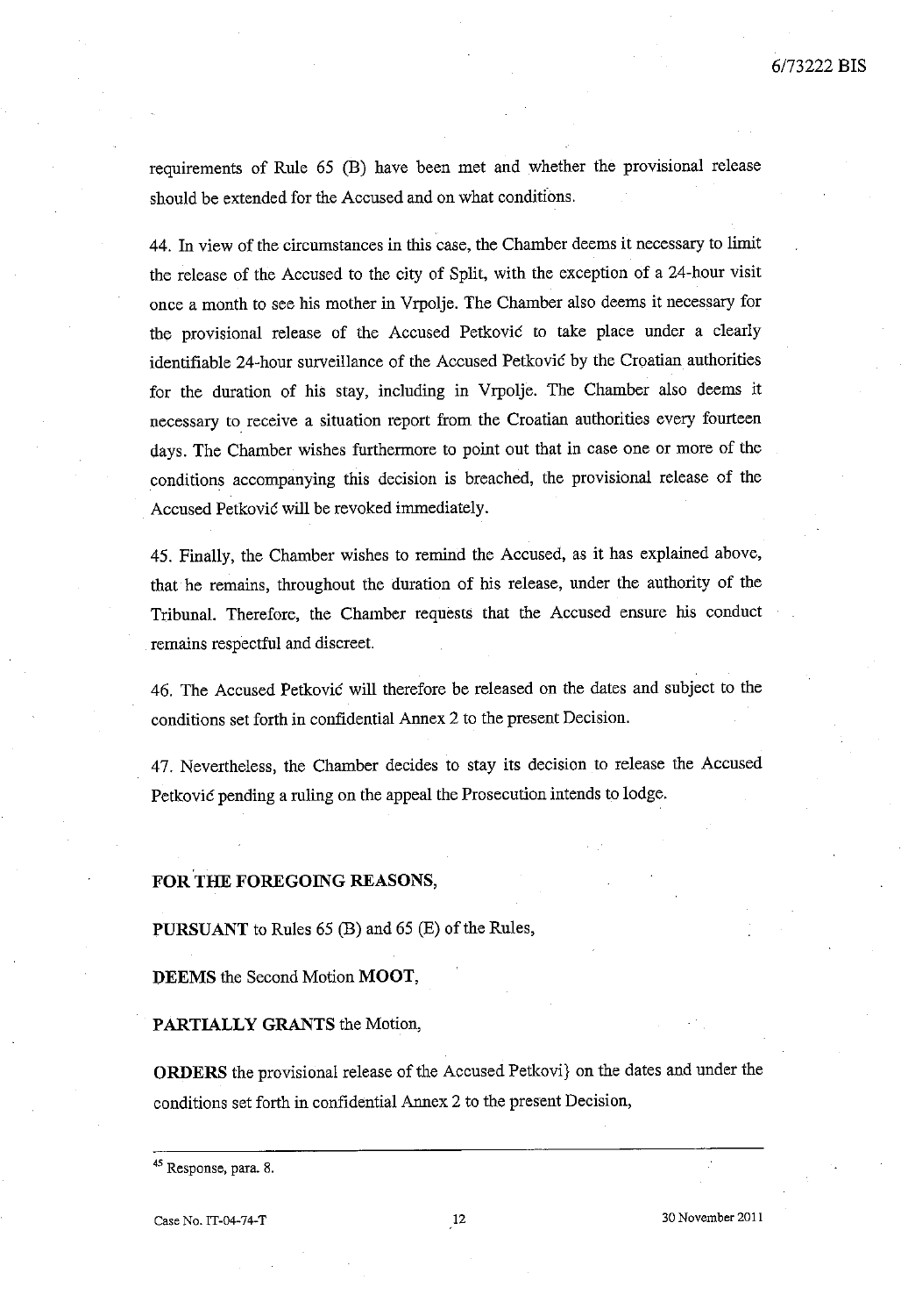requirements of Rule 65 (B) have been met and whether the provisional release should be extended for the Accused and on what conditions.

44. In view of the circumstances in this case, the Chamber deems it necessary to limit the release of the Accused to the city of Split, with the exception of a 24-hour visit once a month to see his mother in Vrpolje. The Chamber also deems it necessary for the provisional release of the Accused Petković to take place under a clearly identifiable 24-hour surveillance of the Accused Petković by the Croatian authorities for the duration of his stay, including in Vrpolje. The Chamber also deems it necessary to receive a situation report from the Croatian authorities every fourteen days. The Chamber wishes furthermore to point out that in case one or more of the conditions accompanying this decision is breached, the provisional release of the Accused Petković will be revoked immediately.

45. Finally, the Chamber wishes to remind the Accused, as it has explained above, that he remains, throughout the duration of his release, under the authority of the Tribunal. Therefore, the Chamber requests that the Accused ensure his conduct remains respectful and discreet.

46. The Accused Petković will therefore be released on the dates and subject to the conditions set forth in confidential Annex 2 to the present Decision.

47. Nevertheless, the Chamber decides to stay its decision to release the Accused Petković pending a ruling on the appeal the Prosecution intends to lodge.

**FOR THE FOREGOING REASONS,**

**PURSUANT** to Rules 65 (B) and 65 (E) of the Rules,

**DEEMS** the Second Motion **MOOT**,

**PARTIALLY GRANTS** the Motion,

**ORDERS** the provisional release of the Accused Petkovi} on the dates and under the conditions set forth in confidential Annex 2 to the present Decision,

---

[45] Response, para. 8.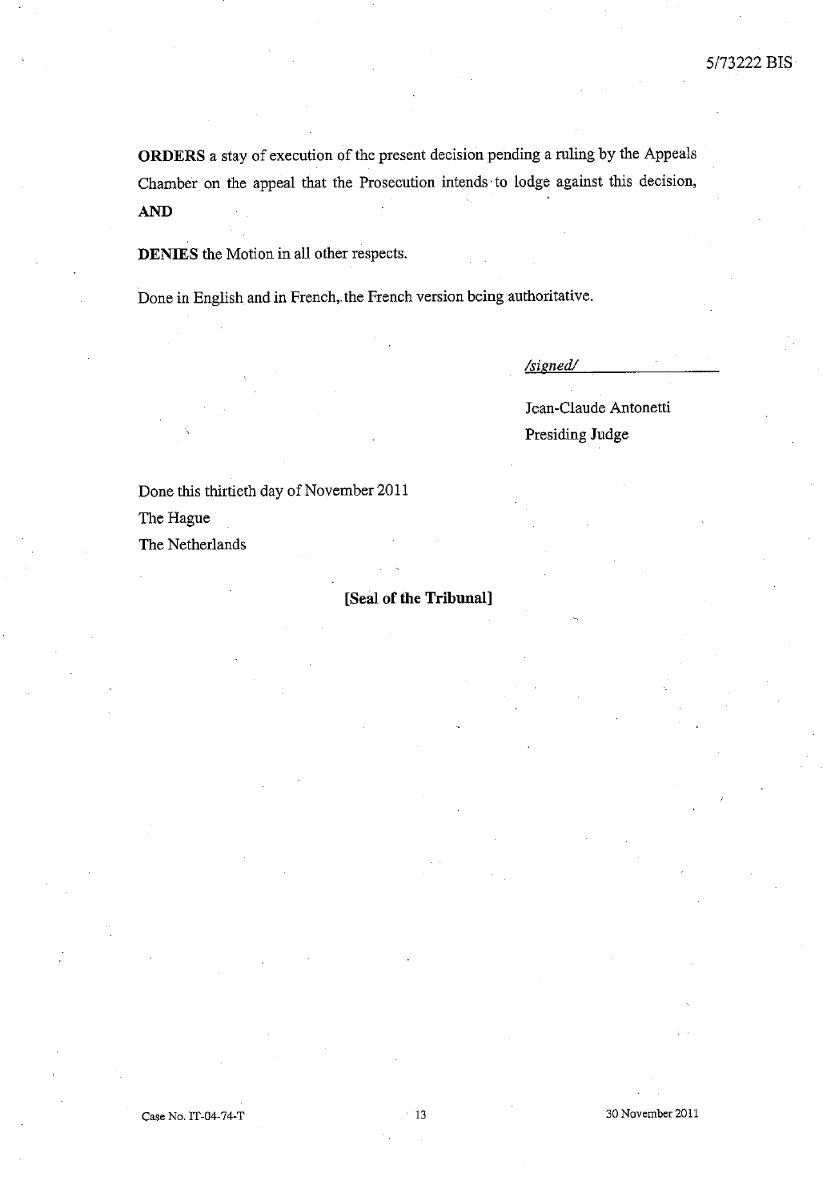**ORDERS** a stay of execution of the present decision pending a ruling by the Appeals Chamber on the appeal that the Prosecution intends to lodge against this decision, **AND**

**DENIES** the Motion in all other respects.

Done in English and in French, the French version being authoritative.

*/signed/*

Jean-Claude Antonetti
Presiding Judge

Done this thirtieth day of November 2011
The Hague
The Netherlands

**[Seal of the Tribunal]**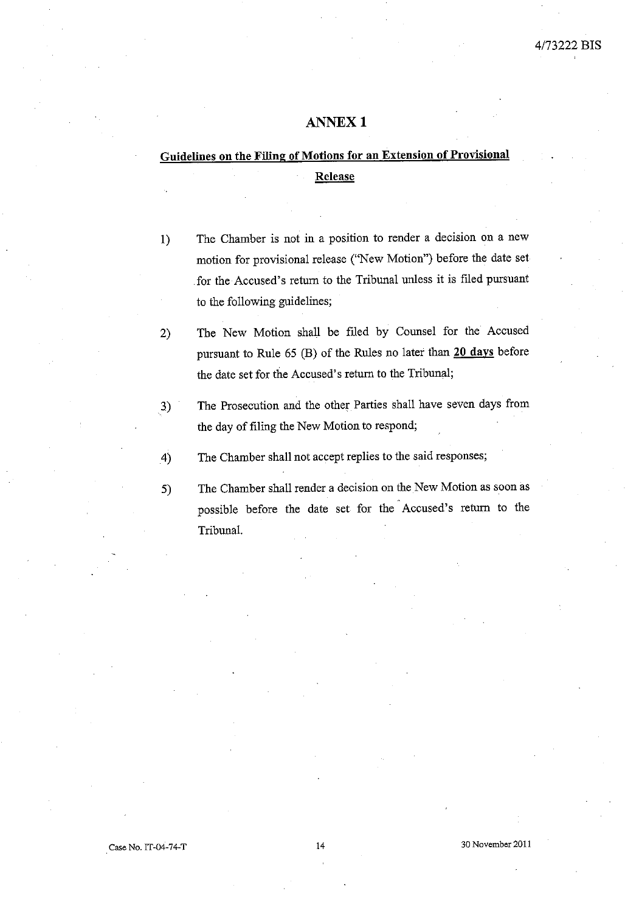# ANNEX 1

## Guidelines on the Filing of Motions for an Extension of Provisional Release

1) The Chamber is not in a position to render a decision on a new motion for provisional release ("New Motion") before the date set for the Accused's return to the Tribunal unless it is filed pursuant to the following guidelines;

2) The New Motion shall be filed by Counsel for the Accused pursuant to Rule 65 (B) of the Rules no later than **20 days** before the date set for the Accused's return to the Tribunal;

3) The Prosecution and the other Parties shall have seven days from the day of filing the New Motion to respond;

4) The Chamber shall not accept replies to the said responses;

5) The Chamber shall render a decision on the New Motion as soon as possible before the date set for the Accused's return to the Tribunal.